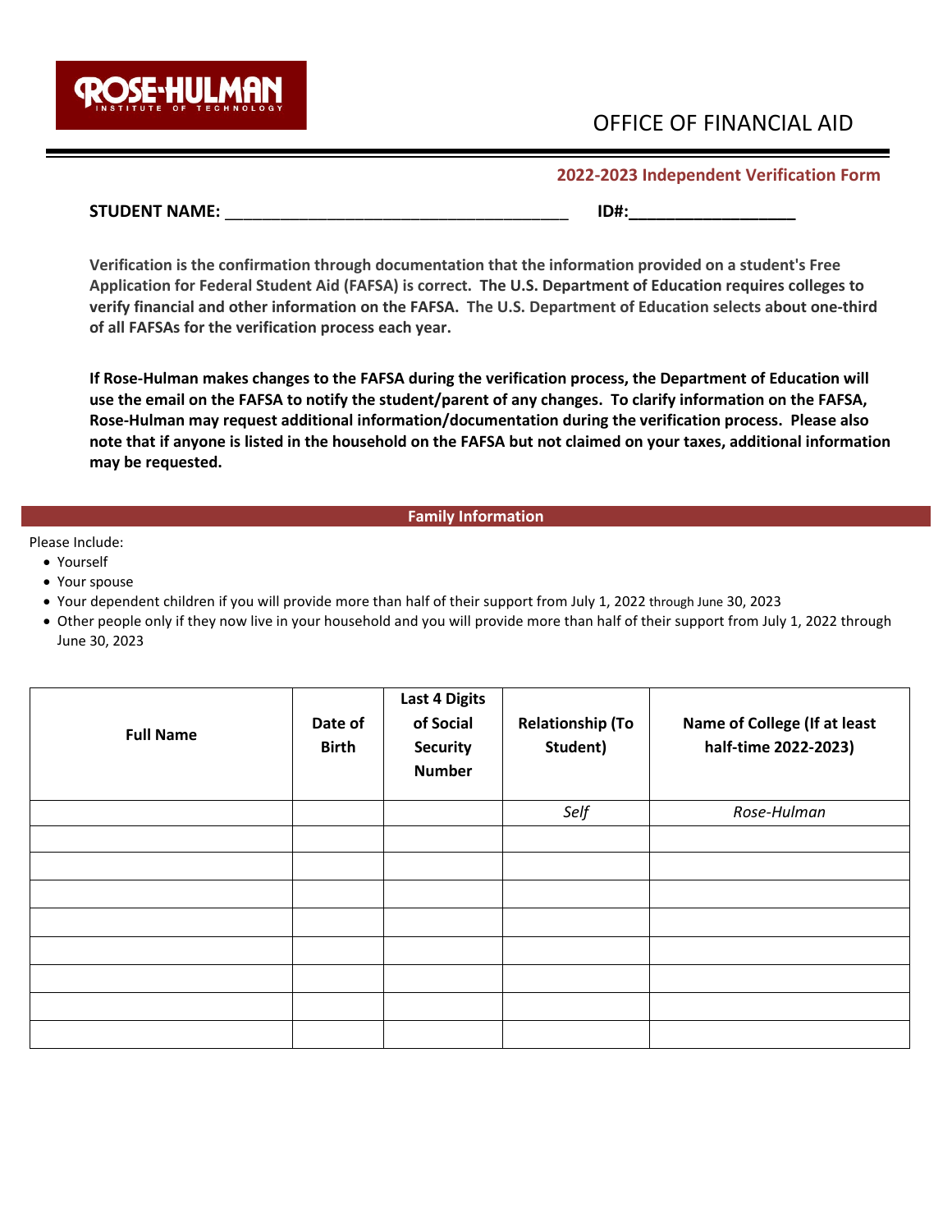ROSE-HULMAN INSTITUTE OF TECHNOLOGY

# OFFICE OF FINANCIAL AID

## 2022-2023 Independent Verification Form

**STUDENT NAME:** ______________________________________ **ID#:**__________________

**Verification is the confirmation through documentation that the information provided on a student's Free Application for Federal Student Aid (FAFSA) is correct. The U.S. Department of Education requires colleges to verify financial and other information on the FAFSA. The U.S. Department of Education selects about one-third of all FAFSAs for the verification process each year.**

**If Rose-Hulman makes changes to the FAFSA during the verification process, the Department of Education will use the email on the FAFSA to notify the student/parent of any changes. To clarify information on the FAFSA, Rose-Hulman may request additional information/documentation during the verification process. Please also note that if anyone is listed in the household on the FAFSA but not claimed on your taxes, additional information may be requested.**

## Family Information

Please Include:

- Yourself
- Your spouse
- Your dependent children if you will provide more than half of their support from July 1, 2022 through June 30, 2023
- Other people only if they now live in your household and you will provide more than half of their support from July 1, 2022 through June 30, 2023

| Full Name | Date of Birth | Last 4 Digits of Social Security Number | Relationship (To Student) | Name of College (If at least half-time 2022-2023) |
|---|---|---|---|---|
| | | | *Self* | *Rose-Hulman* |
| | | | | |
| | | | | |
| | | | | |
| | | | | |
| | | | | |
| | | | | |
| | | | | |
| | | | | |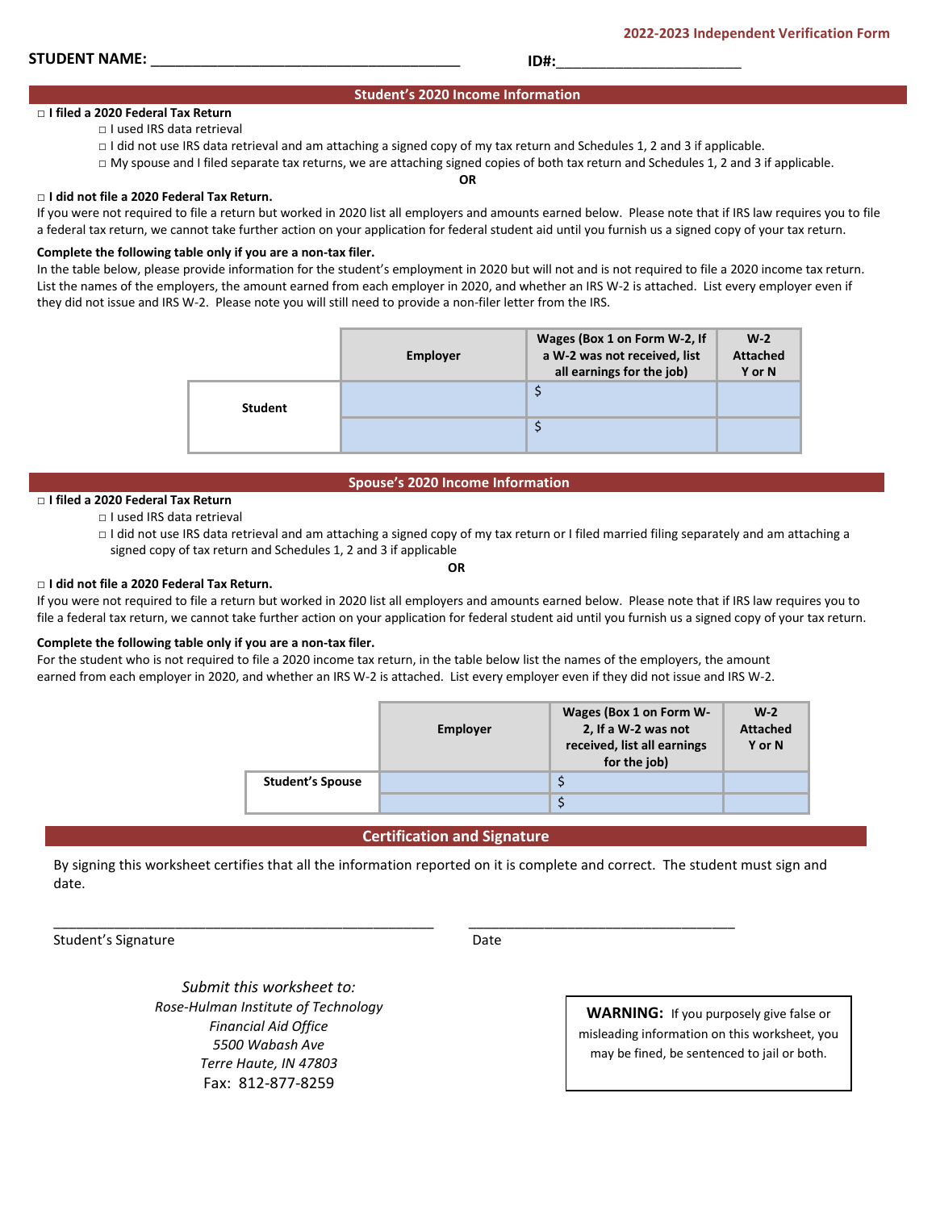2022-2023 Independent Verification Form

**STUDENT NAME:** ______________________________________ **ID#:**________________________

## Student's 2020 Income Information

□ **I filed a 2020 Federal Tax Return**

- □ I used IRS data retrieval
- □ I did not use IRS data retrieval and am attaching a signed copy of my tax return and Schedules 1, 2 and 3 if applicable.
- □ My spouse and I filed separate tax returns, we are attaching signed copies of both tax return and Schedules 1, 2 and 3 if applicable.

**OR**

□ **I did not file a 2020 Federal Tax Return.**

If you were not required to file a return but worked in 2020 list all employers and amounts earned below. Please note that if IRS law requires you to file a federal tax return, we cannot take further action on your application for federal student aid until you furnish us a signed copy of your tax return.

**Complete the following table only if you are a non-tax filer.**

In the table below, please provide information for the student's employment in 2020 but will not and is not required to file a 2020 income tax return. List the names of the employers, the amount earned from each employer in 2020, and whether an IRS W-2 is attached. List every employer even if they did not issue and IRS W-2. Please note you will still need to provide a non-filer letter from the IRS.

| | Employer | Wages (Box 1 on Form W-2, If a W-2 was not received, list all earnings for the job) | W-2 Attached Y or N |
|---|---|---|---|
| Student | | $ | |
| | | $ | |

## Spouse's 2020 Income Information

□ **I filed a 2020 Federal Tax Return**

- □ I used IRS data retrieval
- □ I did not use IRS data retrieval and am attaching a signed copy of my tax return or I filed married filing separately and am attaching a signed copy of tax return and Schedules 1, 2 and 3 if applicable

**OR**

□ **I did not file a 2020 Federal Tax Return.**

If you were not required to file a return but worked in 2020 list all employers and amounts earned below. Please note that if IRS law requires you to file a federal tax return, we cannot take further action on your application for federal student aid until you furnish us a signed copy of your tax return.

**Complete the following table only if you are a non-tax filer.**

For the student who is not required to file a 2020 income tax return, in the table below list the names of the employers, the amount earned from each employer in 2020, and whether an IRS W-2 is attached. List every employer even if they did not issue and IRS W-2.

| | Employer | Wages (Box 1 on Form W-2, If a W-2 was not received, list all earnings for the job) | W-2 Attached Y or N |
|---|---|---|---|
| Student's Spouse | | $ | |
| | | $ | |

## Certification and Signature

By signing this worksheet certifies that all the information reported on it is complete and correct. The student must sign and date.

_____________________________________________________ ____________________________________

Student's Signature Date

*Submit this worksheet to:*
*Rose-Hulman Institute of Technology*
*Financial Aid Office*
*5500 Wabash Ave*
*Terre Haute, IN 47803*
Fax: 812-877-8259

**WARNING:** If you purposely give false or misleading information on this worksheet, you may be fined, be sentenced to jail or both.